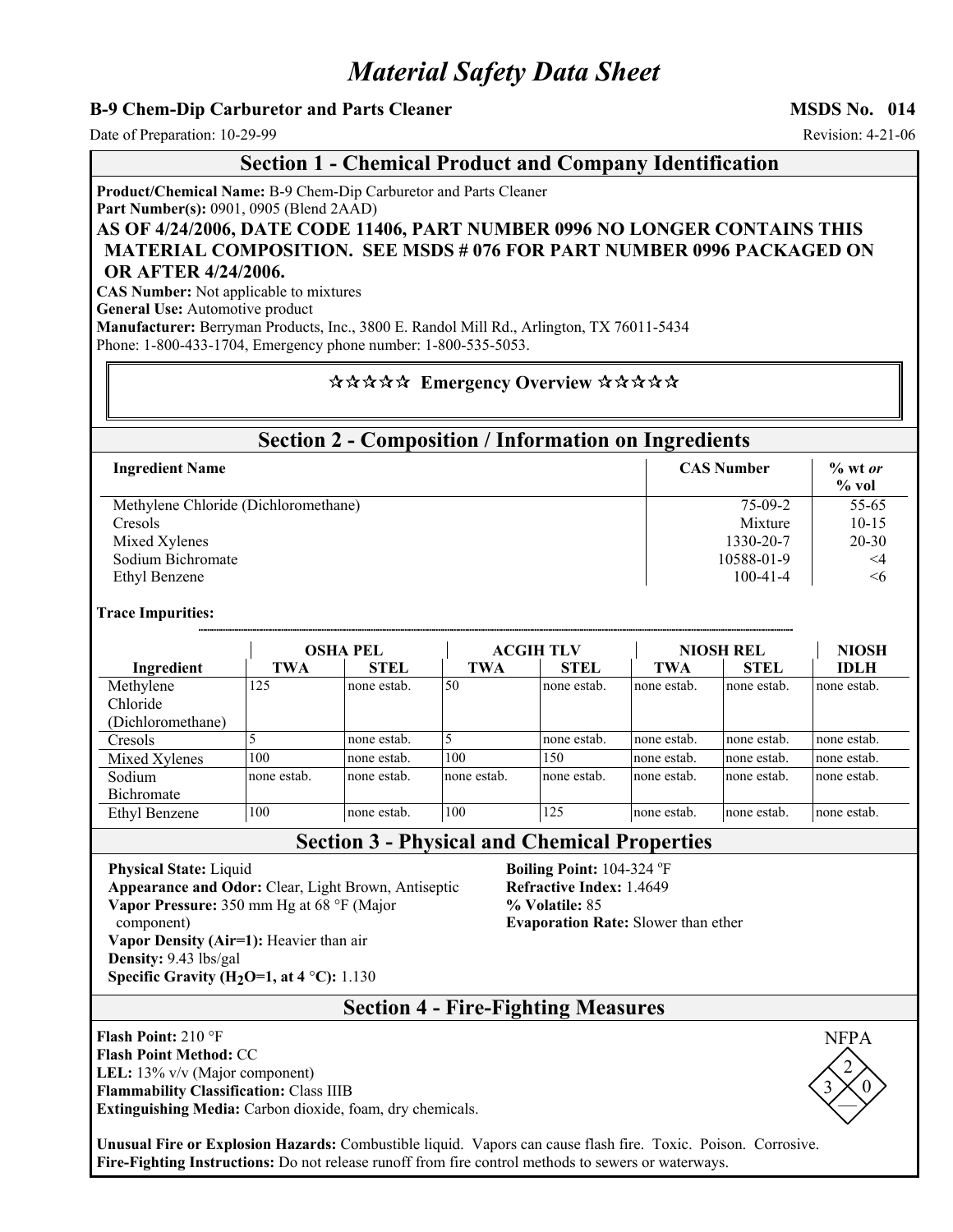# Material Safety Data Sheet

**B-9 Chem-Dip Carburetor and Parts Cleaner** **MSDS No. 014**

Date of Preparation: 10-29-99 Revision: 4-21-06

## Section 1 - Chemical Product and Company Identification

**Product/Chemical Name:** B-9 Chem-Dip Carburetor and Parts Cleaner
**Part Number(s):** 0901, 0905 (Blend 2AAD)

**AS OF 4/24/2006, DATE CODE 11406, PART NUMBER 0996 NO LONGER CONTAINS THIS MATERIAL COMPOSITION. SEE MSDS # 076 FOR PART NUMBER 0996 PACKAGED ON OR AFTER 4/24/2006.**

**CAS Number:** Not applicable to mixtures
**General Use:** Automotive product
**Manufacturer:** Berryman Products, Inc., 3800 E. Randol Mill Rd., Arlington, TX 76011-5434
Phone: 1-800-433-1704, Emergency phone number: 1-800-535-5053.

**☆☆☆☆☆ Emergency Overview ☆☆☆☆☆**

## Section 2 - Composition / Information on Ingredients

| Ingredient Name | CAS Number | % wt *or* % vol |
|---|---|---|
| Methylene Chloride (Dichloromethane) | 75-09-2 | 55-65 |
| Cresols | Mixture | 10-15 |
| Mixed Xylenes | 1330-20-7 | 20-30 |
| Sodium Bichromate | 10588-01-9 | <4 |
| Ethyl Benzene | 100-41-4 | <6 |

**Trace Impurities:**

| | OSHA PEL | | ACGIH TLV | | NIOSH REL | | NIOSH |
|---|---|---|---|---|---|---|---|
| **Ingredient** | **TWA** | **STEL** | **TWA** | **STEL** | **TWA** | **STEL** | **IDLH** |
| Methylene Chloride (Dichloromethane) | 125 | none estab. | 50 | none estab. | none estab. | none estab. | none estab. |
| Cresols | 5 | none estab. | 5 | none estab. | none estab. | none estab. | none estab. |
| Mixed Xylenes | 100 | none estab. | 100 | 150 | none estab. | none estab. | none estab. |
| Sodium Bichromate | none estab. | none estab. | none estab. | none estab. | none estab. | none estab. | none estab. |
| Ethyl Benzene | 100 | none estab. | 100 | 125 | none estab. | none estab. | none estab. |

## Section 3 - Physical and Chemical Properties

**Physical State:** Liquid
**Appearance and Odor:** Clear, Light Brown, Antiseptic
**Vapor Pressure:** 350 mm Hg at 68 °F (Major component)
**Vapor Density (Air=1):** Heavier than air
**Density:** 9.43 lbs/gal
**Specific Gravity ($H_2O$=1, at 4 °C):** 1.130
**Boiling Point:** 104-324 ºF
**Refractive Index:** 1.4649
**% Volatile:** 85
**Evaporation Rate:** Slower than ether

## Section 4 - Fire-Fighting Measures

**Flash Point:** 210 °F
**Flash Point Method:** CC
**LEL:** 13% v/v (Major component)
**Flammability Classification:** Class IIIB
**Extinguishing Media:** Carbon dioxide, foam, dry chemicals.

NFPA: Flammability 2, Health 3, Reactivity 0, Special —

**Unusual Fire or Explosion Hazards:** Combustible liquid. Vapors can cause flash fire. Toxic. Poison. Corrosive.
**Fire-Fighting Instructions:** Do not release runoff from fire control methods to sewers or waterways.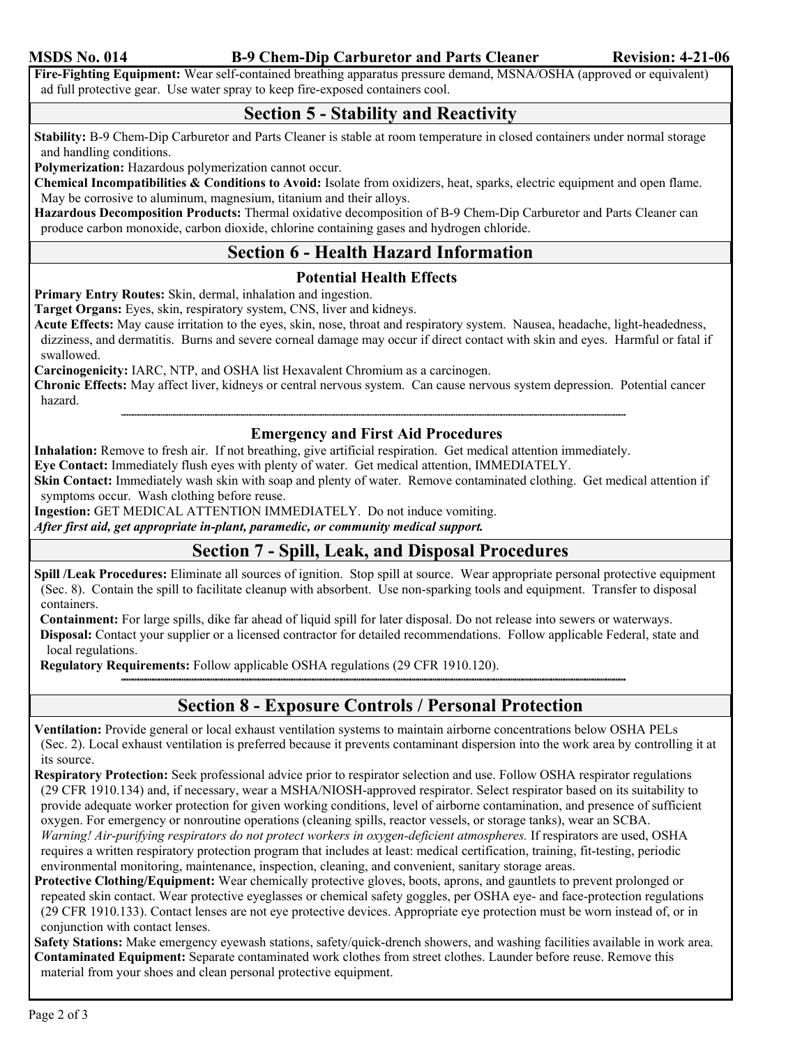**Fire-Fighting Equipment:** Wear self-contained breathing apparatus pressure demand, MSNA/OSHA (approved or equivalent) ad full protective gear. Use water spray to keep fire-exposed containers cool.

## Section 5 - Stability and Reactivity

**Stability:** B-9 Chem-Dip Carburetor and Parts Cleaner is stable at room temperature in closed containers under normal storage and handling conditions.

**Polymerization:** Hazardous polymerization cannot occur.

**Chemical Incompatibilities & Conditions to Avoid:** Isolate from oxidizers, heat, sparks, electric equipment and open flame. May be corrosive to aluminum, magnesium, titanium and their alloys.

**Hazardous Decomposition Products:** Thermal oxidative decomposition of B-9 Chem-Dip Carburetor and Parts Cleaner can produce carbon monoxide, carbon dioxide, chlorine containing gases and hydrogen chloride.

## Section 6 - Health Hazard Information

### Potential Health Effects

**Primary Entry Routes:** Skin, dermal, inhalation and ingestion.

**Target Organs:** Eyes, skin, respiratory system, CNS, liver and kidneys.

**Acute Effects:** May cause irritation to the eyes, skin, nose, throat and respiratory system. Nausea, headache, light-headedness, dizziness, and dermatitis. Burns and severe corneal damage may occur if direct contact with skin and eyes. Harmful or fatal if swallowed.

**Carcinogenicity:** IARC, NTP, and OSHA list Hexavalent Chromium as a carcinogen.

**Chronic Effects:** May affect liver, kidneys or central nervous system. Can cause nervous system depression. Potential cancer hazard.

### Emergency and First Aid Procedures

**Inhalation:** Remove to fresh air. If not breathing, give artificial respiration. Get medical attention immediately.

**Eye Contact:** Immediately flush eyes with plenty of water. Get medical attention, IMMEDIATELY.

**Skin Contact:** Immediately wash skin with soap and plenty of water. Remove contaminated clothing. Get medical attention if symptoms occur. Wash clothing before reuse.

**Ingestion:** GET MEDICAL ATTENTION IMMEDIATELY. Do not induce vomiting.

***After first aid, get appropriate in-plant, paramedic, or community medical support.***

## Section 7 - Spill, Leak, and Disposal Procedures

**Spill /Leak Procedures:** Eliminate all sources of ignition. Stop spill at source. Wear appropriate personal protective equipment (Sec. 8). Contain the spill to facilitate cleanup with absorbent. Use non-sparking tools and equipment. Transfer to disposal containers.

**Containment:** For large spills, dike far ahead of liquid spill for later disposal. Do not release into sewers or waterways.

**Disposal:** Contact your supplier or a licensed contractor for detailed recommendations. Follow applicable Federal, state and local regulations.

**Regulatory Requirements:** Follow applicable OSHA regulations (29 CFR 1910.120).

## Section 8 - Exposure Controls / Personal Protection

**Ventilation:** Provide general or local exhaust ventilation systems to maintain airborne concentrations below OSHA PELs (Sec. 2). Local exhaust ventilation is preferred because it prevents contaminant dispersion into the work area by controlling it at its source.

**Respiratory Protection:** Seek professional advice prior to respirator selection and use. Follow OSHA respirator regulations (29 CFR 1910.134) and, if necessary, wear a MSHA/NIOSH-approved respirator. Select respirator based on its suitability to provide adequate worker protection for given working conditions, level of airborne contamination, and presence of sufficient oxygen. For emergency or nonroutine operations (cleaning spills, reactor vessels, or storage tanks), wear an SCBA. *Warning! Air-purifying respirators do not protect workers in oxygen-deficient atmospheres.* If respirators are used, OSHA requires a written respiratory protection program that includes at least: medical certification, training, fit-testing, periodic environmental monitoring, maintenance, inspection, cleaning, and convenient, sanitary storage areas.

**Protective Clothing/Equipment:** Wear chemically protective gloves, boots, aprons, and gauntlets to prevent prolonged or repeated skin contact. Wear protective eyeglasses or chemical safety goggles, per OSHA eye- and face-protection regulations (29 CFR 1910.133). Contact lenses are not eye protective devices. Appropriate eye protection must be worn instead of, or in conjunction with contact lenses.

**Safety Stations:** Make emergency eyewash stations, safety/quick-drench showers, and washing facilities available in work area.

**Contaminated Equipment:** Separate contaminated work clothes from street clothes. Launder before reuse. Remove this material from your shoes and clean personal protective equipment.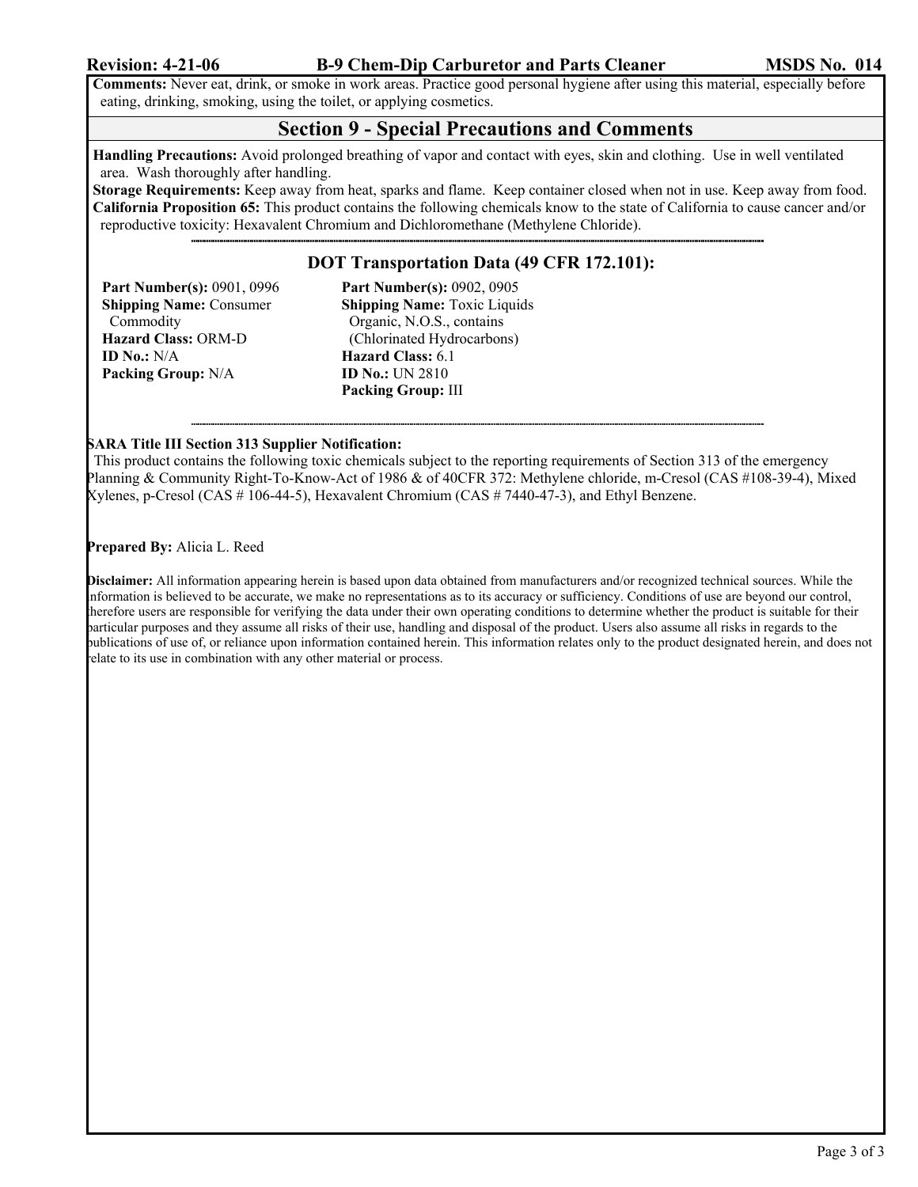**Comments:** Never eat, drink, or smoke in work areas. Practice good personal hygiene after using this material, especially before eating, drinking, smoking, using the toilet, or applying cosmetics.

## Section 9 - Special Precautions and Comments

**Handling Precautions:** Avoid prolonged breathing of vapor and contact with eyes, skin and clothing. Use in well ventilated area. Wash thoroughly after handling.

**Storage Requirements:** Keep away from heat, sparks and flame. Keep container closed when not in use. Keep away from food.

**California Proposition 65:** This product contains the following chemicals know to the state of California to cause cancer and/or reproductive toxicity: Hexavalent Chromium and Dichloromethane (Methylene Chloride).

### DOT Transportation Data (49 CFR 172.101):

**Part Number(s):** 0901, 0996
**Shipping Name:** Consumer Commodity
**Hazard Class:** ORM-D
**ID No.:** N/A
**Packing Group:** N/A

**Part Number(s):** 0902, 0905
**Shipping Name:** Toxic Liquids Organic, N.O.S., contains (Chlorinated Hydrocarbons)
**Hazard Class:** 6.1
**ID No.:** UN 2810
**Packing Group:** III

**SARA Title III Section 313 Supplier Notification:**
This product contains the following toxic chemicals subject to the reporting requirements of Section 313 of the emergency Planning & Community Right-To-Know-Act of 1986 & of 40CFR 372: Methylene chloride, m-Cresol (CAS #108-39-4), Mixed Xylenes, p-Cresol (CAS # 106-44-5), Hexavalent Chromium (CAS # 7440-47-3), and Ethyl Benzene.

**Prepared By:** Alicia L. Reed

**Disclaimer:** All information appearing herein is based upon data obtained from manufacturers and/or recognized technical sources. While the information is believed to be accurate, we make no representations as to its accuracy or sufficiency. Conditions of use are beyond our control, therefore users are responsible for verifying the data under their own operating conditions to determine whether the product is suitable for their particular purposes and they assume all risks of their use, handling and disposal of the product. Users also assume all risks in regards to the publications of use of, or reliance upon information contained herein. This information relates only to the product designated herein, and does not relate to its use in combination with any other material or process.